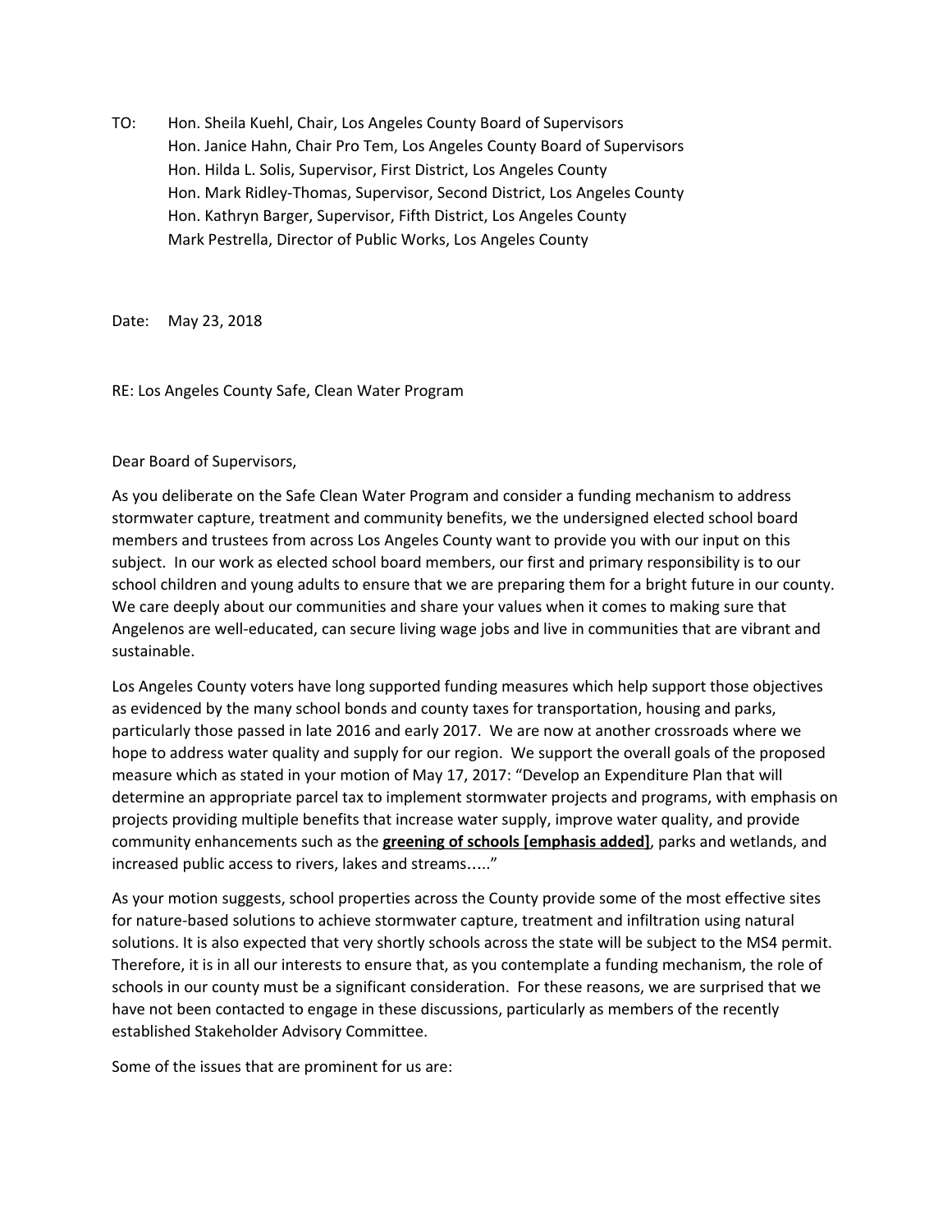TO: Hon. Sheila Kuehl, Chair, Los Angeles County Board of Supervisors
Hon. Janice Hahn, Chair Pro Tem, Los Angeles County Board of Supervisors
Hon. Hilda L. Solis, Supervisor, First District, Los Angeles County
Hon. Mark Ridley-Thomas, Supervisor, Second District, Los Angeles County
Hon. Kathryn Barger, Supervisor, Fifth District, Los Angeles County
Mark Pestrella, Director of Public Works, Los Angeles County

Date: May 23, 2018

RE: Los Angeles County Safe, Clean Water Program

Dear Board of Supervisors,

As you deliberate on the Safe Clean Water Program and consider a funding mechanism to address stormwater capture, treatment and community benefits, we the undersigned elected school board members and trustees from across Los Angeles County want to provide you with our input on this subject. In our work as elected school board members, our first and primary responsibility is to our school children and young adults to ensure that we are preparing them for a bright future in our county. We care deeply about our communities and share your values when it comes to making sure that Angelenos are well-educated, can secure living wage jobs and live in communities that are vibrant and sustainable.

Los Angeles County voters have long supported funding measures which help support those objectives as evidenced by the many school bonds and county taxes for transportation, housing and parks, particularly those passed in late 2016 and early 2017. We are now at another crossroads where we hope to address water quality and supply for our region. We support the overall goals of the proposed measure which as stated in your motion of May 17, 2017: "Develop an Expenditure Plan that will determine an appropriate parcel tax to implement stormwater projects and programs, with emphasis on projects providing multiple benefits that increase water supply, improve water quality, and provide community enhancements such as the **<u>greening of schools [emphasis added]</u>**, parks and wetlands, and increased public access to rivers, lakes and streams….."

As your motion suggests, school properties across the County provide some of the most effective sites for nature-based solutions to achieve stormwater capture, treatment and infiltration using natural solutions. It is also expected that very shortly schools across the state will be subject to the MS4 permit. Therefore, it is in all our interests to ensure that, as you contemplate a funding mechanism, the role of schools in our county must be a significant consideration. For these reasons, we are surprised that we have not been contacted to engage in these discussions, particularly as members of the recently established Stakeholder Advisory Committee.

Some of the issues that are prominent for us are: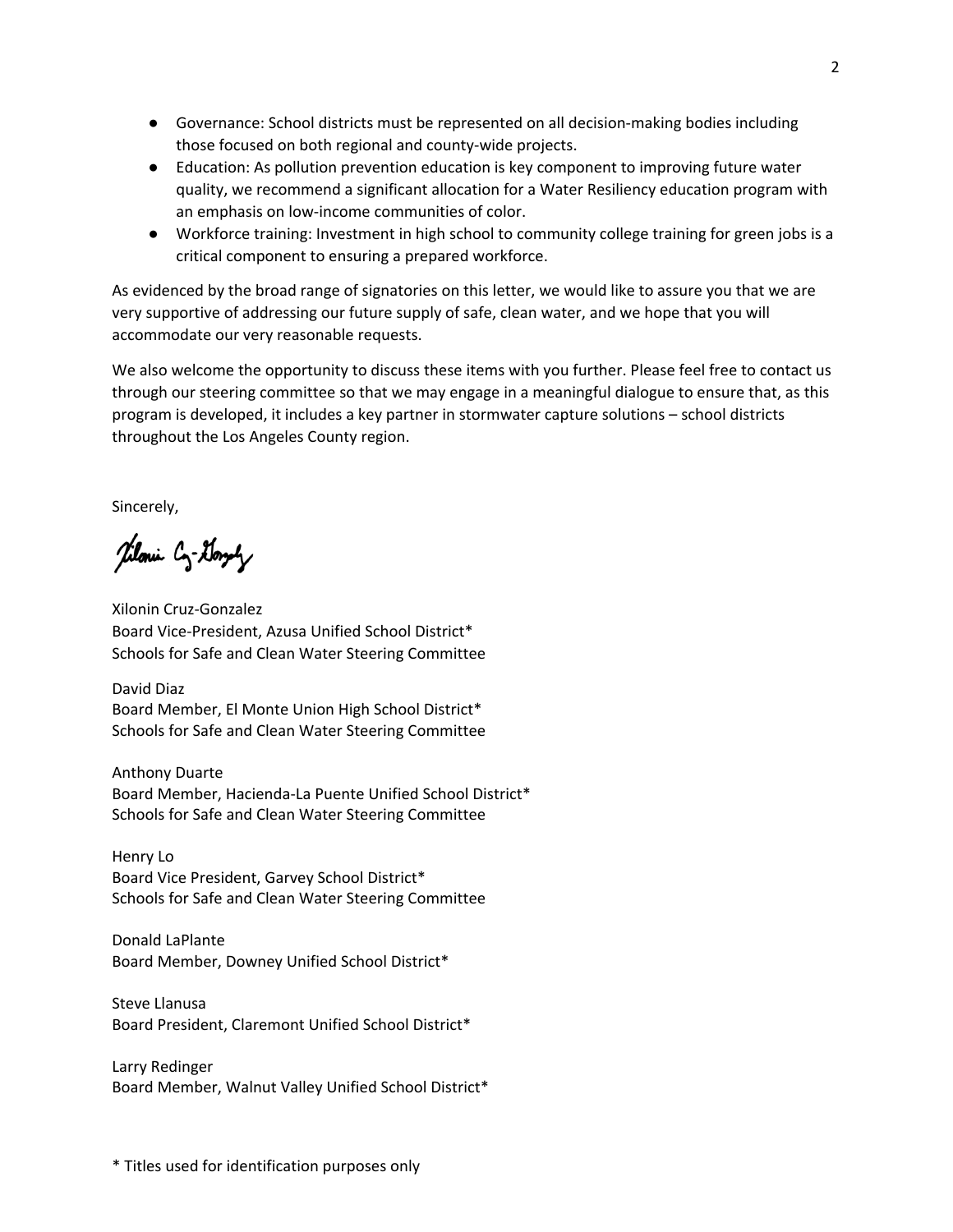- Governance: School districts must be represented on all decision-making bodies including those focused on both regional and county-wide projects.
- Education: As pollution prevention education is key component to improving future water quality, we recommend a significant allocation for a Water Resiliency education program with an emphasis on low-income communities of color.
- Workforce training: Investment in high school to community college training for green jobs is a critical component to ensuring a prepared workforce.

As evidenced by the broad range of signatories on this letter, we would like to assure you that we are very supportive of addressing our future supply of safe, clean water, and we hope that you will accommodate our very reasonable requests.

We also welcome the opportunity to discuss these items with you further. Please feel free to contact us through our steering committee so that we may engage in a meaningful dialogue to ensure that, as this program is developed, it includes a key partner in stormwater capture solutions – school districts throughout the Los Angeles County region.

Sincerely,

Xilonin Cruz-Gonzalez
Board Vice-President, Azusa Unified School District*
Schools for Safe and Clean Water Steering Committee

David Diaz
Board Member, El Monte Union High School District*
Schools for Safe and Clean Water Steering Committee

Anthony Duarte
Board Member, Hacienda-La Puente Unified School District*
Schools for Safe and Clean Water Steering Committee

Henry Lo
Board Vice President, Garvey School District*
Schools for Safe and Clean Water Steering Committee

Donald LaPlante
Board Member, Downey Unified School District*

Steve Llanusa
Board President, Claremont Unified School District*

Larry Redinger
Board Member, Walnut Valley Unified School District*

\* Titles used for identification purposes only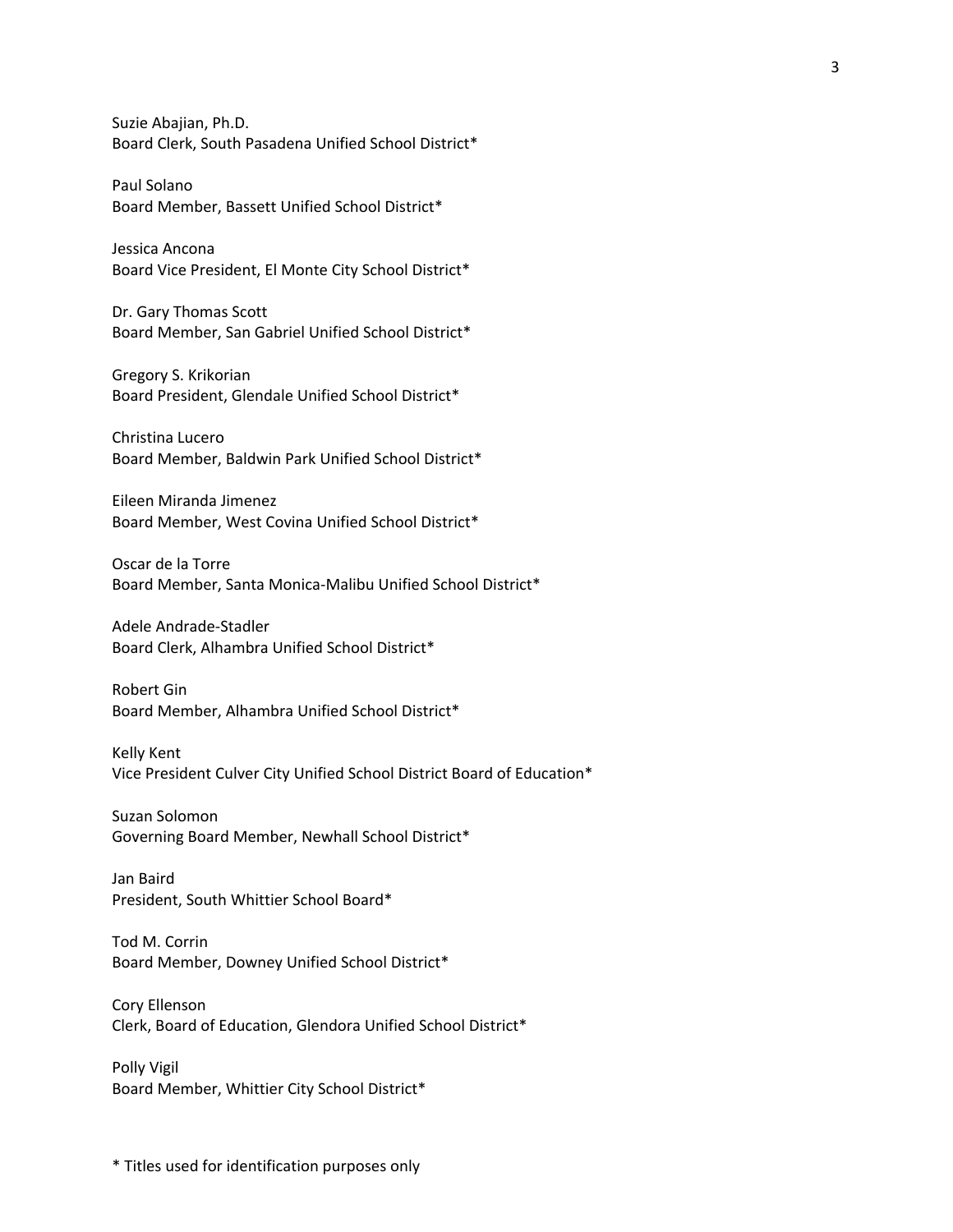Suzie Abajian, Ph.D.
Board Clerk, South Pasadena Unified School District*

Paul Solano
Board Member, Bassett Unified School District*

Jessica Ancona
Board Vice President, El Monte City School District*

Dr. Gary Thomas Scott
Board Member, San Gabriel Unified School District*

Gregory S. Krikorian
Board President, Glendale Unified School District*

Christina Lucero
Board Member, Baldwin Park Unified School District*

Eileen Miranda Jimenez
Board Member, West Covina Unified School District*

Oscar de la Torre
Board Member, Santa Monica-Malibu Unified School District*

Adele Andrade-Stadler
Board Clerk, Alhambra Unified School District*

Robert Gin
Board Member, Alhambra Unified School District*

Kelly Kent
Vice President Culver City Unified School District Board of Education*

Suzan Solomon
Governing Board Member, Newhall School District*

Jan Baird
President, South Whittier School Board*

Tod M. Corrin
Board Member, Downey Unified School District*

Cory Ellenson
Clerk, Board of Education, Glendora Unified School District*

Polly Vigil
Board Member, Whittier City School District*

\* Titles used for identification purposes only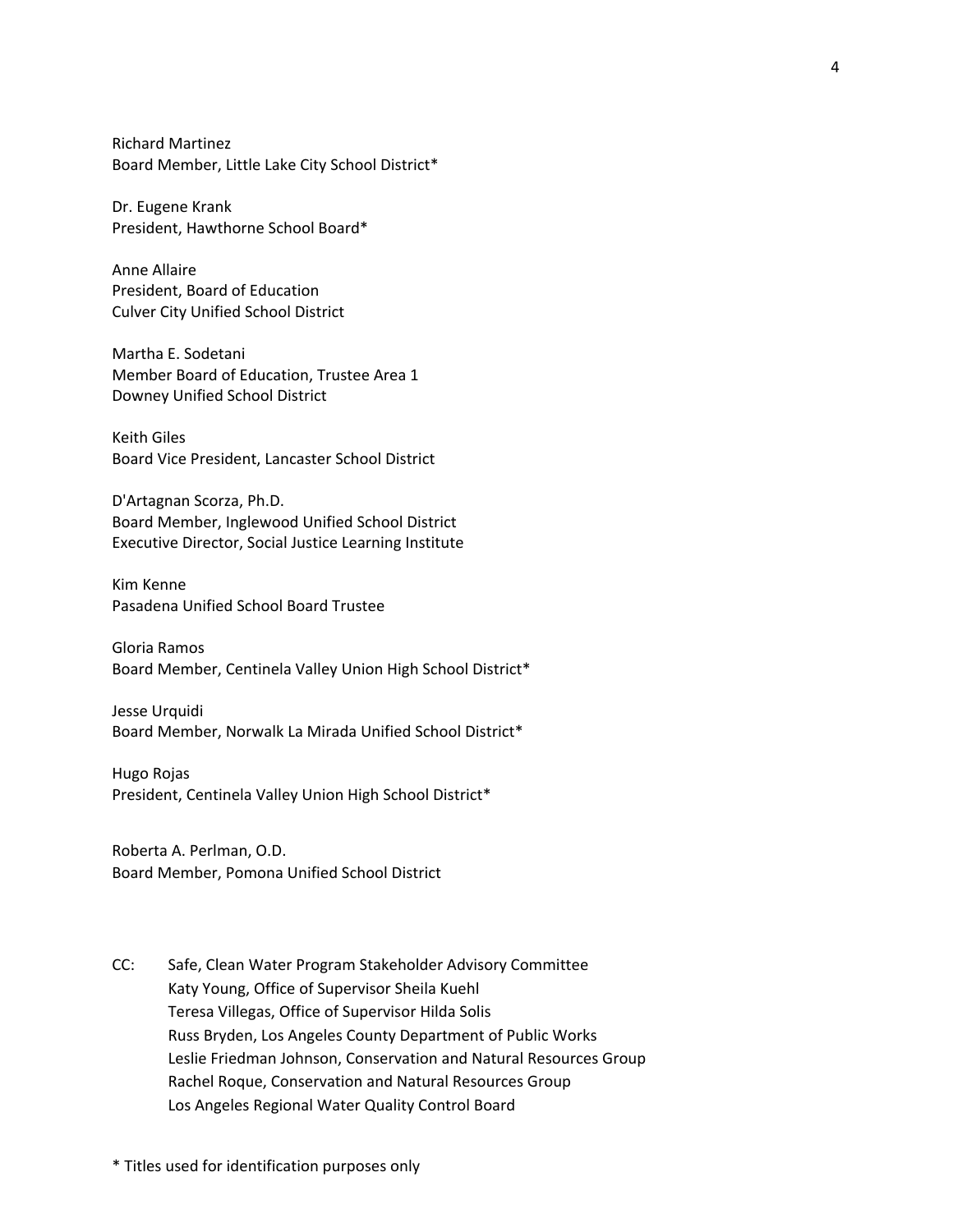Richard Martinez
Board Member, Little Lake City School District*

Dr. Eugene Krank
President, Hawthorne School Board*

Anne Allaire
President, Board of Education
Culver City Unified School District

Martha E. Sodetani
Member Board of Education, Trustee Area 1
Downey Unified School District

Keith Giles
Board Vice President, Lancaster School District

D'Artagnan Scorza, Ph.D.
Board Member, Inglewood Unified School District
Executive Director, Social Justice Learning Institute

Kim Kenne
Pasadena Unified School Board Trustee

Gloria Ramos
Board Member, Centinela Valley Union High School District*

Jesse Urquidi
Board Member, Norwalk La Mirada Unified School District*

Hugo Rojas
President, Centinela Valley Union High School District*

Roberta A. Perlman, O.D.
Board Member, Pomona Unified School District

CC: Safe, Clean Water Program Stakeholder Advisory Committee
Katy Young, Office of Supervisor Sheila Kuehl
Teresa Villegas, Office of Supervisor Hilda Solis
Russ Bryden, Los Angeles County Department of Public Works
Leslie Friedman Johnson, Conservation and Natural Resources Group
Rachel Roque, Conservation and Natural Resources Group
Los Angeles Regional Water Quality Control Board

* Titles used for identification purposes only